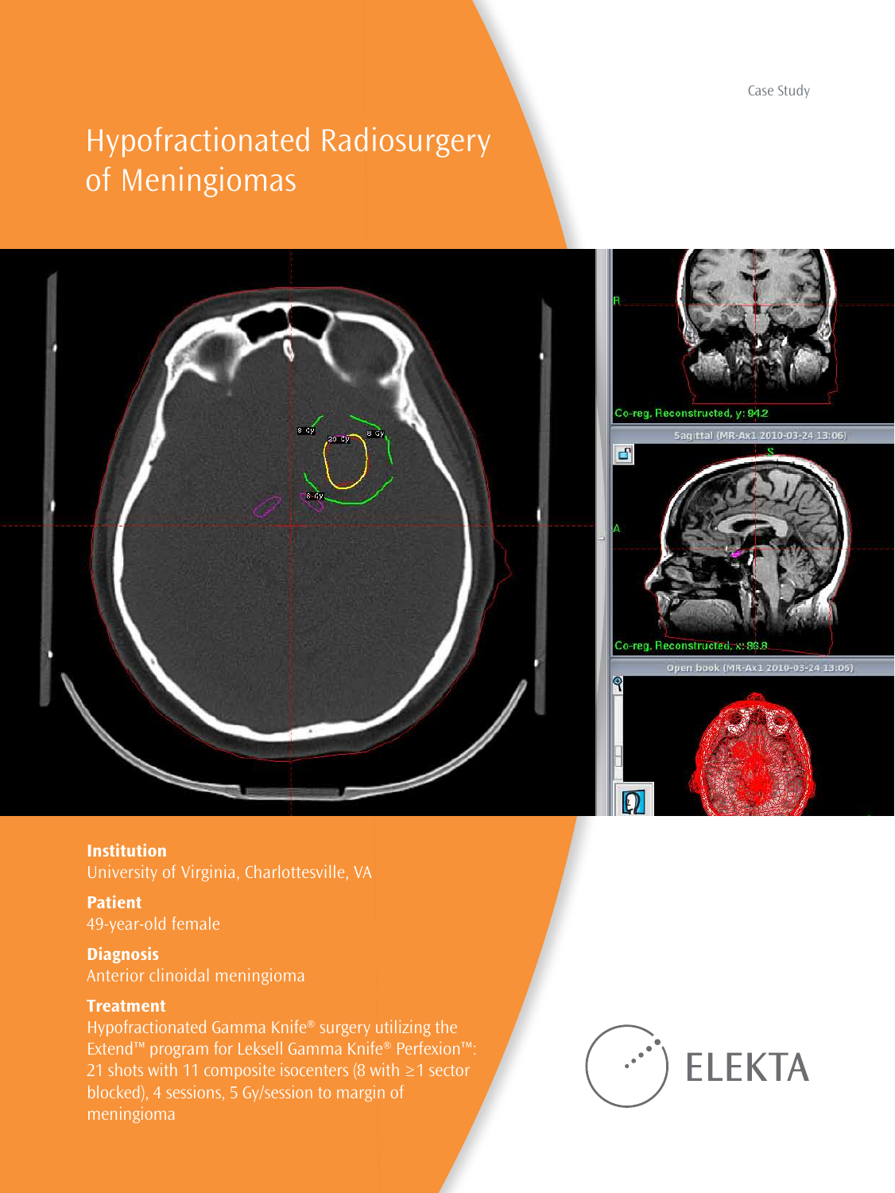Case Study

# Hypofractionated Radiosurgery of Meningiomas

**Institution**
University of Virginia, Charlottesville, VA

**Patient**
49-year-old female

**Diagnosis**
Anterior clinoidal meningioma

**Treatment**
Hypofractionated Gamma Knife® surgery utilizing the Extend™ program for Leksell Gamma Knife® Perfexion™: 21 shots with 11 composite isocenters (8 with ≥1 sector blocked), 4 sessions, 5 Gy/session to margin of meningioma

ELEKTA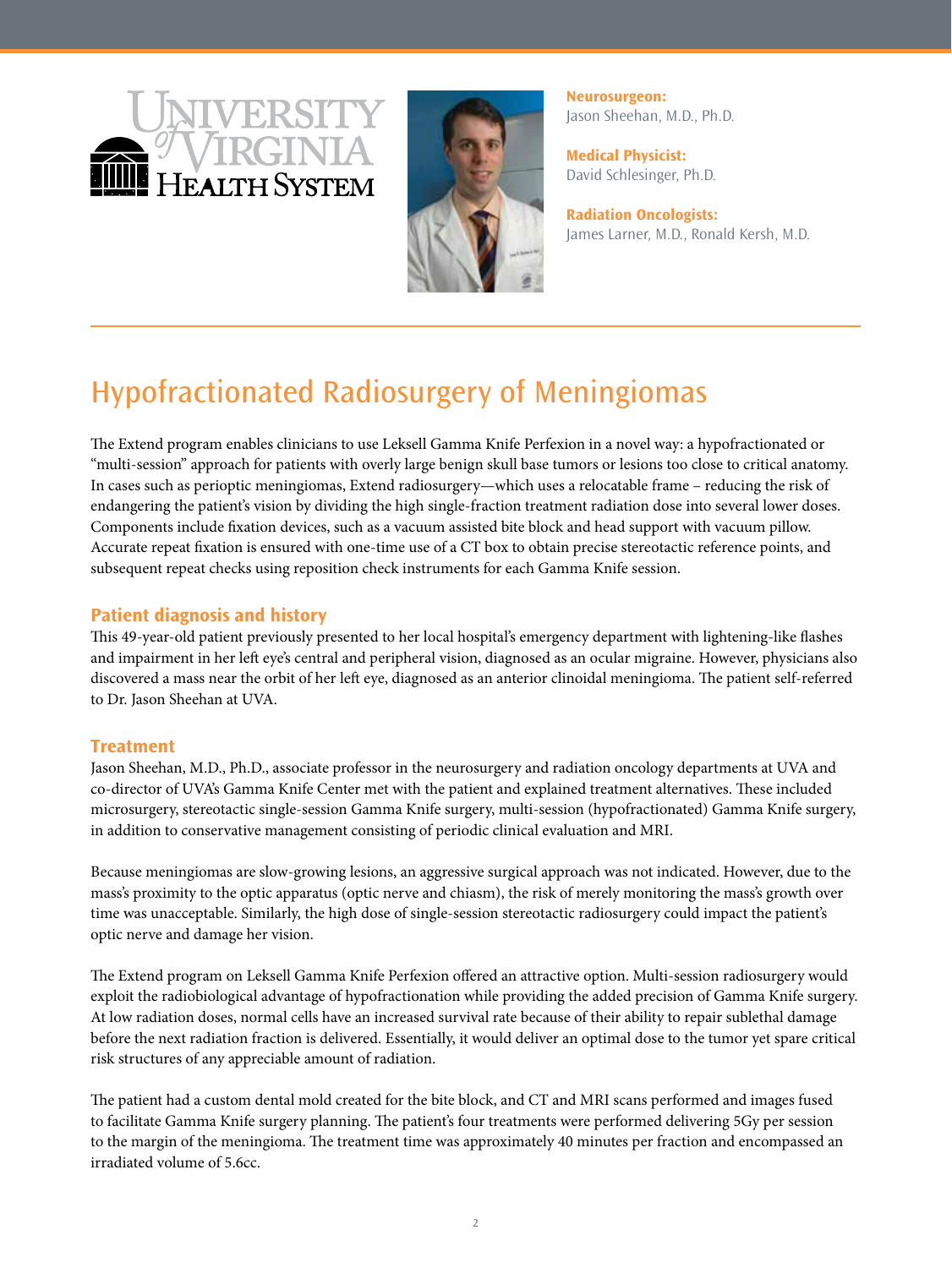**Neurosurgeon:**
Jason Sheehan, M.D., Ph.D.

**Medical Physicist:**
David Schlesinger, Ph.D.

**Radiation Oncologists:**
James Larner, M.D., Ronald Kersh, M.D.

# Hypofractionated Radiosurgery of Meningiomas

The Extend program enables clinicians to use Leksell Gamma Knife Perfexion in a novel way: a hypofractionated or "multi-session" approach for patients with overly large benign skull base tumors or lesions too close to critical anatomy. In cases such as perioptic meningiomas, Extend radiosurgery—which uses a relocatable frame – reducing the risk of endangering the patient's vision by dividing the high single-fraction treatment radiation dose into several lower doses. Components include fixation devices, such as a vacuum assisted bite block and head support with vacuum pillow. Accurate repeat fixation is ensured with one-time use of a CT box to obtain precise stereotactic reference points, and subsequent repeat checks using reposition check instruments for each Gamma Knife session.

## Patient diagnosis and history

This 49-year-old patient previously presented to her local hospital's emergency department with lightening-like flashes and impairment in her left eye's central and peripheral vision, diagnosed as an ocular migraine. However, physicians also discovered a mass near the orbit of her left eye, diagnosed as an anterior clinoidal meningioma. The patient self-referred to Dr. Jason Sheehan at UVA.

## Treatment

Jason Sheehan, M.D., Ph.D., associate professor in the neurosurgery and radiation oncology departments at UVA and co-director of UVA's Gamma Knife Center met with the patient and explained treatment alternatives. These included microsurgery, stereotactic single-session Gamma Knife surgery, multi-session (hypofractionated) Gamma Knife surgery, in addition to conservative management consisting of periodic clinical evaluation and MRI.

Because meningiomas are slow-growing lesions, an aggressive surgical approach was not indicated. However, due to the mass's proximity to the optic apparatus (optic nerve and chiasm), the risk of merely monitoring the mass's growth over time was unacceptable. Similarly, the high dose of single-session stereotactic radiosurgery could impact the patient's optic nerve and damage her vision.

The Extend program on Leksell Gamma Knife Perfexion offered an attractive option. Multi-session radiosurgery would exploit the radiobiological advantage of hypofractionation while providing the added precision of Gamma Knife surgery. At low radiation doses, normal cells have an increased survival rate because of their ability to repair sublethal damage before the next radiation fraction is delivered. Essentially, it would deliver an optimal dose to the tumor yet spare critical risk structures of any appreciable amount of radiation.

The patient had a custom dental mold created for the bite block, and CT and MRI scans performed and images fused to facilitate Gamma Knife surgery planning. The patient's four treatments were performed delivering 5Gy per session to the margin of the meningioma. The treatment time was approximately 40 minutes per fraction and encompassed an irradiated volume of 5.6cc.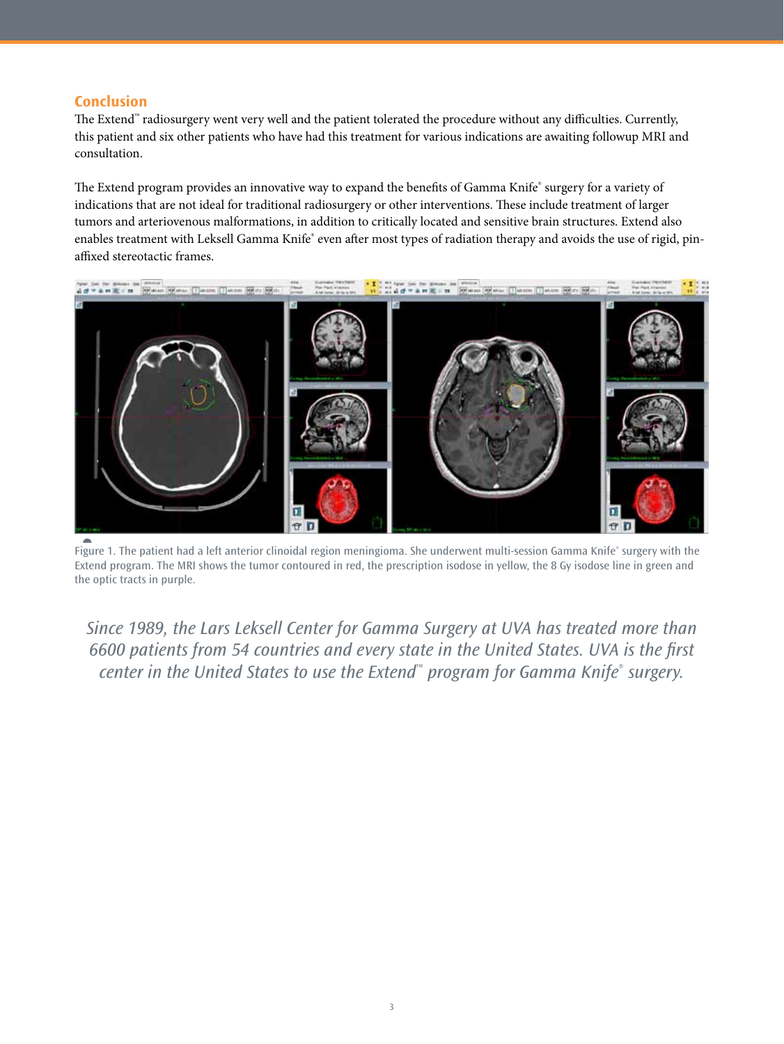## Conclusion

The Extend™ radiosurgery went very well and the patient tolerated the procedure without any difficulties. Currently, this patient and six other patients who have had this treatment for various indications are awaiting followup MRI and consultation.

The Extend program provides an innovative way to expand the benefits of Gamma Knife® surgery for a variety of indications that are not ideal for traditional radiosurgery or other interventions. These include treatment of larger tumors and arteriovenous malformations, in addition to critically located and sensitive brain structures. Extend also enables treatment with Leksell Gamma Knife® even after most types of radiation therapy and avoids the use of rigid, pin-affixed stereotactic frames.

Figure 1. The patient had a left anterior clinoidal region meningioma. She underwent multi-session Gamma Knife® surgery with the Extend program. The MRI shows the tumor contoured in red, the prescription isodose in yellow, the 8 Gy isodose line in green and the optic tracts in purple.

*Since 1989, the Lars Leksell Center for Gamma Surgery at UVA has treated more than 6600 patients from 54 countries and every state in the United States. UVA is the first center in the United States to use the Extend™ program for Gamma Knife® surgery.*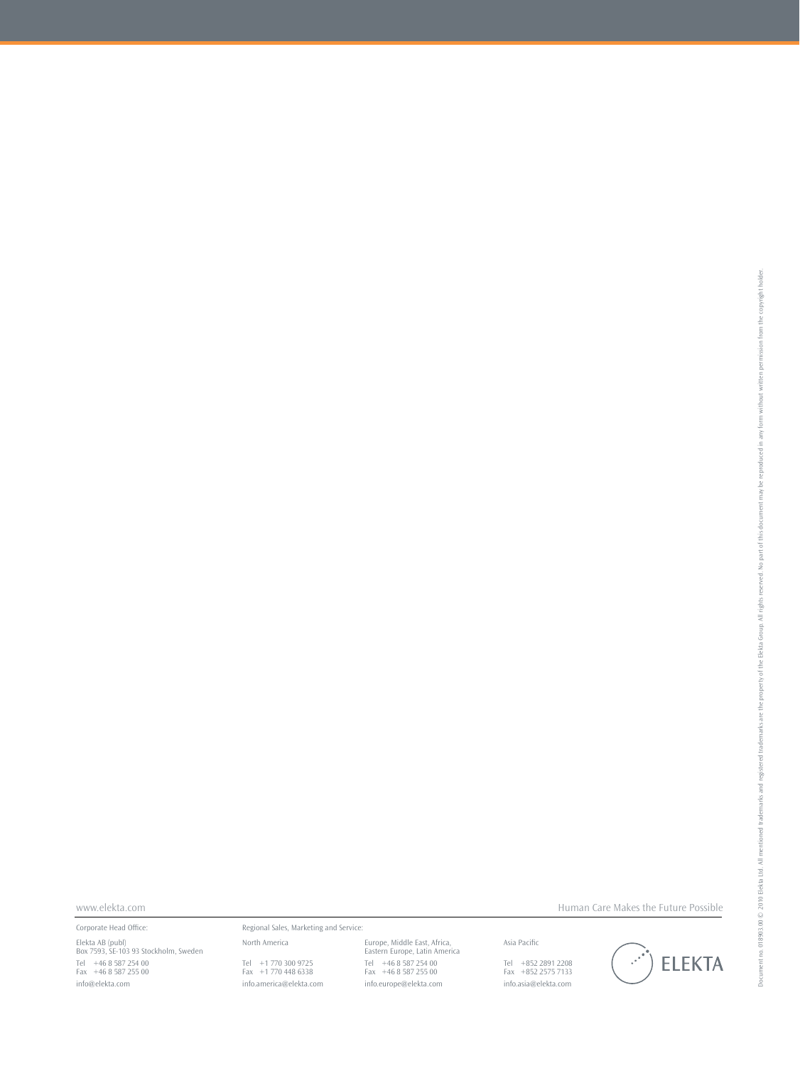www.elekta.com

Human Care Makes the Future Possible

Corporate Head Office:

Elekta AB (publ)
Box 7593, SE-103 93 Stockholm, Sweden
Tel +46 8 587 254 00
Fax +46 8 587 255 00
info@elekta.com

Regional Sales, Marketing and Service:

North America

Tel +1 770 300 9725
Fax +1 770 448 6338
info.america@elekta.com

Europe, Middle East, Africa, Eastern Europe, Latin America

Tel +46 8 587 254 00
Fax +46 8 587 255 00
info.europe@elekta.com

Asia Pacific

Tel +852 2891 2208
Fax +852 2575 7133
info.asia@elekta.com

ELEKTA

Document no. 018903.00 © 2010 Elekta Ltd. All mentioned trademarks and registered trademarks are the property of the Elekta Group. All rights reserved. No part of this document may be reproduced in any form without written permission from the copyright holder.